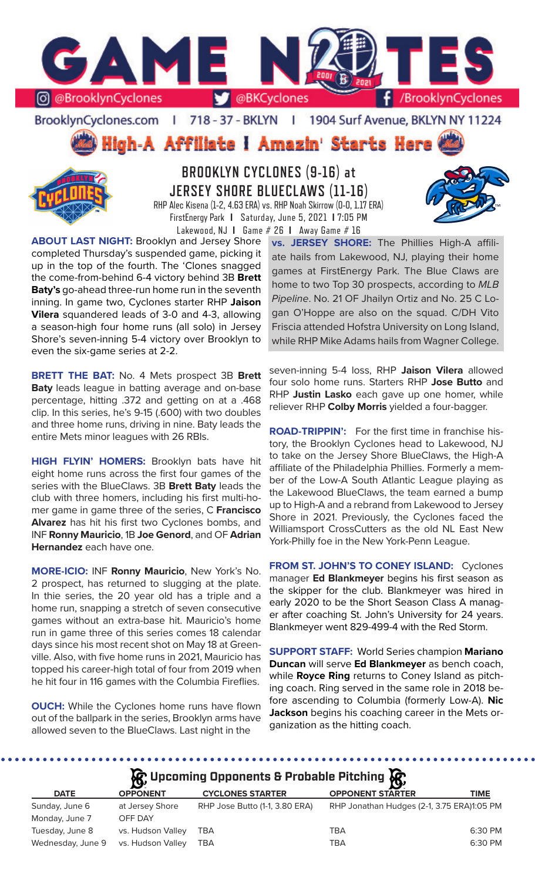# GAME NOTES

@BrooklynCyclones | @BKCyclones | /BrooklynCyclones

BrooklynCyclones.com | 718 - 37 - BKLYN | 1904 Surf Avenue, BKLYN NY 11224

**High-A Affiliate I Amazin' Starts Here**

## BROOKLYN CYCLONES (9-16) at JERSEY SHORE BLUECLAWS (11-16)

RHP Alec Kisena (1-2, 4.63 ERA) vs. RHP Noah Skirrow (0-0, 1.17 ERA)

FirstEnergy Park I Saturday, June 5, 2021 I 7:05 PM

Lakewood, NJ I Game # 26 I Away Game # 16

**ABOUT LAST NIGHT:** Brooklyn and Jersey Shore completed Thursday's suspended game, picking it up in the top of the fourth. The 'Clones snagged the come-from-behind 6-4 victory behind 3B **Brett Baty's** go-ahead three-run home run in the seventh inning. In game two, Cyclones starter RHP **Jaison Vilera** squandered leads of 3-0 and 4-3, allowing a season-high four home runs (all solo) in Jersey Shore's seven-inning 5-4 victory over Brooklyn to even the six-game series at 2-2.

**BRETT THE BAT:** No. 4 Mets prospect 3B **Brett Baty** leads league in batting average and on-base percentage, hitting .372 and getting on at a .468 clip. In this series, he's 9-15 (.600) with two doubles and three home runs, driving in nine. Baty leads the entire Mets minor leagues with 26 RBIs.

**HIGH FLYIN' HOMERS:** Brooklyn bats have hit eight home runs across the first four games of the series with the BlueClaws. 3B **Brett Baty** leads the club with three homers, including his first multi-homer game in game three of the series, C **Francisco Alvarez** has hit his first two Cyclones bombs, and INF **Ronny Mauricio**, 1B **Joe Genord**, and OF **Adrian Hernandez** each have one.

**MORE-ICIO:** INF **Ronny Mauricio**, New York's No. 2 prospect, has returned to slugging at the plate. In thie series, the 20 year old has a triple and a home run, snapping a stretch of seven consecutive games without an extra-base hit. Mauricio's home run in game three of this series comes 18 calendar days since his most recent shot on May 18 at Greenville. Also, with five home runs in 2021, Mauricio has topped his career-high total of four from 2019 when he hit four in 116 games with the Columbia Fireflies.

**OUCH:** While the Cyclones home runs have flown out of the ballpark in the series, Brooklyn arms have allowed seven to the BlueClaws. Last night in the seven-inning 5-4 loss, RHP **Jaison Vilera** allowed four solo home runs. Starters RHP **Jose Butto** and RHP **Justin Lasko** each gave up one homer, while reliever RHP **Colby Morris** yielded a four-bagger.

**vs. JERSEY SHORE:** The Phillies High-A affiliate hails from Lakewood, NJ, playing their home games at FirstEnergy Park. The Blue Claws are home to two Top 30 prospects, according to *MLB Pipeline*. No. 21 OF Jhailyn Ortiz and No. 25 C Logan O'Hoppe are also on the squad. C/DH Vito Friscia attended Hofstra University on Long Island, while RHP Mike Adams hails from Wagner College.

**ROAD-TRIPPIN':** For the first time in franchise history, the Brooklyn Cyclones head to Lakewood, NJ to take on the Jersey Shore BlueClaws, the High-A affiliate of the Philadelphia Phillies. Formerly a member of the Low-A South Atlantic League playing as the Lakewood BlueClaws, the team earned a bump up to High-A and a rebrand from Lakewood to Jersey Shore in 2021. Previously, the Cyclones faced the Williamsport CrossCutters as the old NL East New York-Philly foe in the New York-Penn League.

**FROM ST. JOHN'S TO CONEY ISLAND:** Cyclones manager **Ed Blankmeyer** begins his first season as the skipper for the club. Blankmeyer was hired in early 2020 to be the Short Season Class A manager after coaching St. John's University for 24 years. Blankmeyer went 829-499-4 with the Red Storm.

**SUPPORT STAFF:** World Series champion **Mariano Duncan** will serve **Ed Blankmeyer** as bench coach, while **Royce Ring** returns to Coney Island as pitching coach. Ring served in the same role in 2018 before ascending to Columbia (formerly Low-A). **Nic Jackson** begins his coaching career in the Mets organization as the hitting coach.

## Upcoming Opponents & Probable Pitching

| DATE | OPPONENT | CYCLONES STARTER | OPPONENT STARTER | TIME |
|---|---|---|---|---|
| Sunday, June 6 | at Jersey Shore | RHP Jose Butto (1-1, 3.80 ERA) | RHP Jonathan Hudges (2-1, 3.75 ERA) | 1:05 PM |
| Monday, June 7 | OFF DAY | | | |
| Tuesday, June 8 | vs. Hudson Valley | TBA | TBA | 6:30 PM |
| Wednesday, June 9 | vs. Hudson Valley | TBA | TBA | 6:30 PM |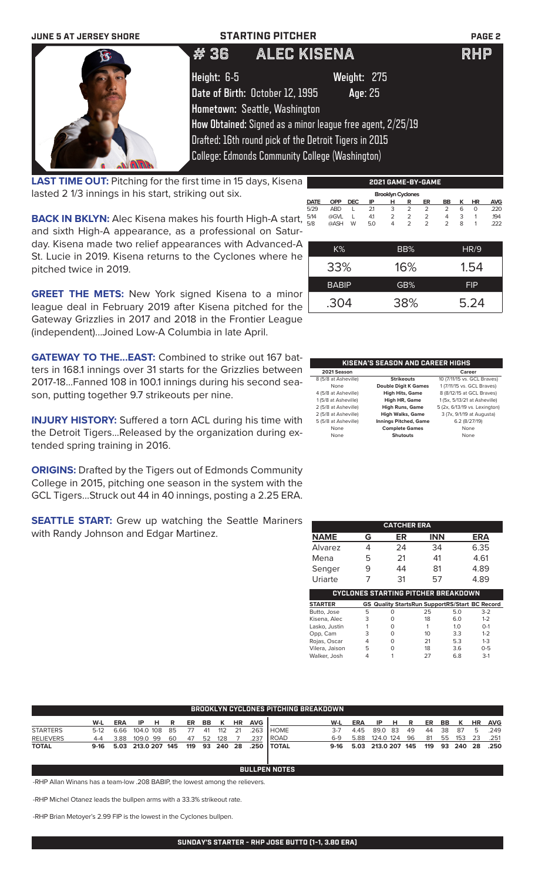JUNE 5 AT JERSEY SHORE — STARTING PITCHER

# # 36 ALEC KISENA — RHP

**Height:** 6-5 **Weight:** 275

**Date of Birth:** October 12, 1995 **Age:** 25

**Hometown:** Seattle, Washington

**How Obtained:** Signed as a minor league free agent, 2/25/19

Drafted: 16th round pick of the Detroit Tigers in 2015

College: Edmonds Community College (Washington)

**LAST TIME OUT:** Pitching for the first time in 15 days, Kisena lasted 2 1/3 innings in his start, striking out six.

**BACK IN BKLYN:** Alec Kisena makes his fourth High-A start, and sixth High-A appearance, as a professional on Saturday. Kisena made two relief appearances with Advanced-A St. Lucie in 2019. Kisena returns to the Cyclones where he pitched twice in 2019.

**GREET THE METS:** New York signed Kisena to a minor league deal in February 2019 after Kisena pitched for the Gateway Grizzlies in 2017 and 2018 in the Frontier League (independent)...Joined Low-A Columbia in late April.

**GATEWAY TO THE...EAST:** Combined to strike out 167 batters in 168.1 innings over 31 starts for the Grizzlies between 2017-18...Fanned 108 in 100.1 innings during his second season, putting together 9.7 strikeouts per nine.

**INJURY HISTORY:** Suffered a torn ACL during his time with the Detroit Tigers...Released by the organization during extended spring training in 2016.

**ORIGINS:** Drafted by the Tigers out of Edmonds Community College in 2015, pitching one season in the system with the GCL Tigers...Struck out 44 in 40 innings, posting a 2.25 ERA.

**SEATTLE START:** Grew up watching the Seattle Mariners with Randy Johnson and Edgar Martinez.

## 2021 GAME-BY-GAME

Brooklyn Cyclones

| DATE | OPP | DEC | IP | H | R | ER | BB | K | HR | AVG |
|---|---|---|---|---|---|---|---|---|---|---|
| 5/29 | ABD | L | 2.1 | 3 | 2 | 2 | 2 | 6 | 0 | .220 |
| 5/14 | @GVL | L | 4.1 | 2 | 2 | 2 | 4 | 3 | 1 | .194 |
| 5/8 | @ASH | W | 5.0 | 4 | 2 | 2 | 2 | 8 | 1 | .222 |

| K% | BB% | HR/9 |
|---|---|---|
| 33% | 16% | 1.54 |
| **BABIP** | **GB%** | **FIP** |
| .304 | 38% | 5.24 |

## KISENA'S SEASON AND CAREER HIGHS

| 2021 Season | | Career |
|---|---|---|
| 8 (5/8 at Asheville) | Strikeouts | 10 (7/11/15 vs. GCL Braves) |
| None | Double Digit K Games | 1 (7/11/15 vs. GCL Braves) |
| 4 (5/8 at Asheville) | High Hits, Game | 8 (8/12/15 at GCL Braves) |
| 1 (5/8 at Asheville) | High HR, Game | 1 (5x, 5/13/21 at Asheville) |
| 2 (5/8 at Asheville) | High Runs, Game | 5 (2x, 6/13/19 vs. Lexington) |
| 2 (5/8 at Asheville) | High Walks, Game | 3 (7x, 9/1/19 at Augusta) |
| 5 (5/8 at Asheville) | Innings Pitched, Game | 6.2 (8/27/19) |
| None | Complete Games | None |
| None | Shutouts | None |

## CATCHER ERA

| NAME | G | ER | INN | ERA |
|---|---|---|---|---|
| Alvarez | 4 | 24 | 34 | 6.35 |
| Mena | 5 | 21 | 41 | 4.61 |
| Senger | 9 | 44 | 81 | 4.89 |
| Uriarte | 7 | 31 | 57 | 4.89 |

## CYCLONES STARTING PITCHER BREAKDOWN

| STARTER | GS | Quality Starts | Run Support | RS/Start | BC Record |
|---|---|---|---|---|---|
| Butto, Jose | 5 | 0 | 25 | 5.0 | 3-2 |
| Kisena, Alec | 3 | 0 | 18 | 6.0 | 1-2 |
| Lasko, Justin | 1 | 0 | 1 | 1.0 | 0-1 |
| Opp, Cam | 3 | 0 | 10 | 3.3 | 1-2 |
| Rojas, Oscar | 4 | 0 | 21 | 5.3 | 1-3 |
| Vilera, Jaison | 5 | 0 | 18 | 3.6 | 0-5 |
| Walker, Josh | 4 | 1 | 27 | 6.8 | 3-1 |

## BROOKLYN CYCLONES PITCHING BREAKDOWN

| | W-L | ERA | IP | H | R | ER | BB | K | HR | AVG |
|---|---|---|---|---|---|---|---|---|---|---|
| STARTERS | 5-12 | 6.66 | 104.0 | 108 | 85 | 77 | 41 | 112 | 21 | .263 |
| RELIEVERS | 4-4 | 3.88 | 109.0 | 99 | 60 | 47 | 52 | 128 | 7 | .237 |
| TOTAL | 9-16 | 5.03 | 213.0 | 207 | 145 | 119 | 93 | 240 | 28 | .250 |

| | W-L | ERA | IP | H | R | ER | BB | K | HR | AVG |
|---|---|---|---|---|---|---|---|---|---|---|
| HOME | 3-7 | 4.45 | 89.0 | 83 | 49 | 44 | 38 | 87 | 5 | .249 |
| ROAD | 6-9 | 5.88 | 124.0 | 124 | 96 | 81 | 55 | 153 | 23 | .251 |
| TOTAL | 9-16 | 5.03 | 213.0 | 207 | 145 | 119 | 93 | 240 | 28 | .250 |

## BULLPEN NOTES

-RHP Allan Winans has a team-low .208 BABIP, the lowest among the relievers.

-RHP Michel Otanez leads the bullpen arms with a 33.3% strikeout rate.

-RHP Brian Metoyer's 2.99 FIP is the lowest in the Cyclones bullpen.

**SUNDAY'S STARTER - RHP JOSE BUTTO (1-1, 3.80 ERA)**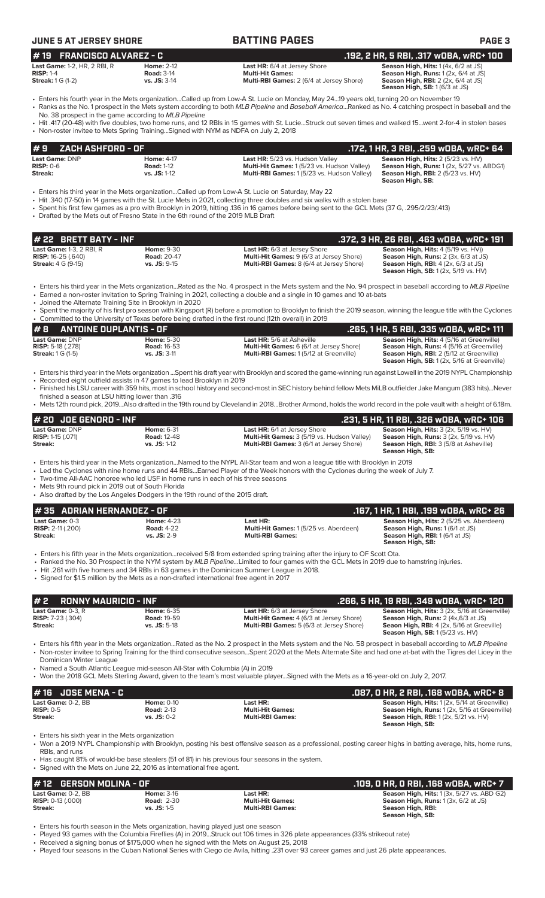## JUNE 5 AT JERSEY SHORE — BATTING PAGES

### # 19 FRANCISCO ALVAREZ - C — .192, 2 HR, 5 RBI, .317 wOBA, wRC+ 100

| | | | |
|---|---|---|---|
| **Last Game:** 1-2, HR, 2 RBI, R | **Home:** 2-12 | **Last HR:** 6/4 at Jersey Shore | **Season High, Hits:** 1 (4x, 6/2 at JS) |
| **RISP:** 1-4 | **Road:** 3-14 | **Multi-Hit Games:** | **Season High, Runs:** 1 (2x, 6/4 at JS) |
| **Streak:** 1 G (1-2) | **vs. JS:** 3-14 | **Multi-RBI Games:** 2 (6/4 at Jersey Shore) | **Season High, RBI:** 2 (2x, 6/4 at JS) |
| | | | **Season High, SB:** 1 (6/3 at JS) |

- Enters his fourth year in the Mets organization...Called up from Low-A St. Lucie on Monday, May 24...19 years old, turning 20 on November 19
- Ranks as the No. 1 prospect in the Mets system according to both *MLB Pipeline* and *Baseball America*...Ranked as No. 4 catching prospect in baseball and the No. 38 prospect in the game according to *MLB Pipeline*
- Hit .417 (20-48) with five doubles, two home runs, and 12 RBIs in 15 games with St. Lucie...Struck out seven times and walked 15...went 2-for-4 in stolen bases
- Non-roster invitee to Mets Spring Training...Signed with NYM as NDFA on July 2, 2018

### # 9 ZACH ASHFORD - OF — .172, 1 HR, 3 RBI, .259 wOBA, wRC+ 64

| | | | |
|---|---|---|---|
| **Last Game:** DNP | **Home:** 4-17 | **Last HR:** 5/23 vs. Hudson Valley | **Season High, Hits:** 2 (5/23 vs. HV) |
| **RISP:** 0-6 | **Road:** 1-12 | **Multi-Hit Games:** 1 (5/23 vs. Hudson Valley) | **Season High, Runs:** 1 (2x, 5/27 vs. ABDG1) |
| **Streak:** | **vs. JS:** 1-12 | **Multi-RBI Games:** 1 (5/23 vs. Hudson Valley) | **Season High, RBI:** 2 (5/23 vs. HV) |
| | | | **Season High, SB:** |

- Enters his third year in the Mets organization...Called up from Low-A St. Lucie on Saturday, May 22
- Hit .340 (17-50) in 14 games with the St. Lucie Mets in 2021, collecting three doubles and six walks with a stolen base
- Spent his first few games as a pro with Brooklyn in 2019, hitting .136 in 16 games before being sent to the GCL Mets (37 G, .295/2/23/.413)
- Drafted by the Mets out of Fresno State in the 6th round of the 2019 MLB Draft

### # 22 BRETT BATY - INF — .372, 3 HR, 26 RBI, .463 wOBA, wRC+ 191

| | | | |
|---|---|---|---|
| **Last Game:** 1-3, 2 RBI, R | **Home:** 9-30 | **Last HR:** 6/3 at Jersey Shore | **Season High, Hits:** 4 (5/19 vs. HV)) |
| **RISP:** 16-25 (.640) | **Road:** 20-47 | **Multi-Hit Games:** 9 (6/3 at Jersey Shore) | **Season High, Runs:** 2 (3x, 6/3 at JS) |
| **Streak:** 4 G (9-15) | **vs. JS:** 9-15 | **Multi-RBI Games:** 8 (6/4 at Jersey Shore) | **Season High, RBI:** 4 (2x, 6/3 at JS) |
| | | | **Season High, SB:** 1 (2x, 5/19 vs. HV) |

- Enters his third year in the Mets organization...Rated as the No. 4 prospect in the Mets system and the No. 94 prospect in baseball according to *MLB Pipeline*
- Earned a non-roster invitation to Spring Training in 2021, collecting a double and a single in 10 games and 10 at-bats
- Joined the Alternate Training Site in Brooklyn in 2020
- Spent the majority of his first pro season with Kingsport (R) before a promotion to Brooklyn to finish the 2019 season, winning the league title with the Cyclones
- Committed to the University of Texas before being drafted in the first round (12th overall) in 2019

### # 8 ANTOINE DUPLANTIS - OF — .265, 1 HR, 5 RBI, .335 wOBA, wRC+ 111

| | | | |
|---|---|---|---|
| **Last Game:** DNP | **Home:** 5-30 | **Last HR:** 5/6 at Asheville | **Season High, Hits:** 4 (5/16 at Greenville) |
| **RISP:** 5-18 (.278) | **Road:** 16-53 | **Multi-Hit Games:** 6 (6/1 at Jersey Shore) | **Season High, Runs:** 4 (5/16 at Greenville) |
| **Streak:** 1 G (1-5) | **vs. JS:** 3-11 | **Multi-RBI Games:** 1 (5/12 at Greenville) | **Season High, RBI:** 2 (5/12 at Greenville) |
| | | | **Season High, SB:** 1 (2x, 5/16 at Greenville) |

- Enters his third year in the Mets organization ...Spent his draft year with Brooklyn and scored the game-winning run against Lowell in the 2019 NYPL Championship
- Recorded eight outfield assists in 47 games to lead Brooklyn in 2019
- Finished his LSU career with 359 hits, most in school history and second-most in SEC history behind fellow Mets MiLB outfielder Jake Mangum (383 hits)...Never finished a season at LSU hitting lower than .316
- Mets 12th round pick, 2019...Also drafted in the 19th round by Cleveland in 2018...Brother Armond, holds the world record in the pole vault with a height of 6.18m.

### # 20 JOE GENORD - INF — .231, 5 HR, 11 RBI, .326 wOBA, wRC+ 106

| | | | |
|---|---|---|---|
| **Last Game:** DNP | **Home:** 6-31 | **Last HR:** 6/1 at Jersey Shore | **Season High, Hits:** 3 (2x, 5/19 vs. HV) |
| **RISP:** 1-15 (.071) | **Road:** 12-48 | **Multi-Hit Games:** 3 (5/19 vs. Hudson Valley) | **Season High, Runs:** 3 (2x, 5/19 vs. HV) |
| **Streak:** | **vs. JS:** 1-12 | **Multi-RBI Games:** 3 (6/1 at Jersey Shore) | **Season High, RBI:** 3 (5/8 at Asheville) |
| | | | **Season High, SB:** |

- Enters his third year in the Mets organization...Named to the NYPL All-Star team and won a league title with Brooklyn in 2019
- Led the Cyclones with nine home runs and 44 RBIs...Earned Player of the Week honors with the Cyclones during the week of July 7.
- Two-time All-AAC honoree who led USF in home runs in each of his three seasons
- Mets 9th round pick in 2019 out of South Florida
- Also drafted by the Los Angeles Dodgers in the 19th round of the 2015 draft.

### # 35 ADRIAN HERNANDEZ - OF — .167, 1 HR, 1 RBI, .199 wOBA, wRC+ 26

| | | | |
|---|---|---|---|
| **Last Game:** 0-3 | **Home:** 4-23 | **Last HR:** | **Season High, Hits:** 2 (5/25 vs. Aberdeen) |
| **RISP:** 2-11 (.200) | **Road:** 4-22 | **Multi-Hit Games:** 1 (5/25 vs. Aberdeen) | **Season High, Runs:** 1 (6/1 at JS) |
| **Streak:** | **vs. JS:** 2-9 | **Multi-RBI Games:** | **Season High, RBI:** 1 (6/1 at JS) |
| | | | **Season High, SB:** |

- Enters his fifth year in the Mets organization...received 5/8 from extended spring training after the injury to OF Scott Ota.
- Ranked the No. 30 Prospect in the NYM system by *MLB Pipeline*...Limited to four games with the GCL Mets in 2019 due to hamstring injuries.
- Hit .261 with five homers and 34 RBIs in 63 games in the Dominican Summer League in 2018.
- Signed for $1.5 million by the Mets as a non-drafted international free agent in 2017

### # 2 RONNY MAURICIO - INF — .266, 5 HR, 19 RBI, .349 wOBA, wRC+ 120

| | | | |
|---|---|---|---|
| **Last Game:** 0-3, R | **Home:** 6-35 | **Last HR:** 6/3 at Jersey Shore | **Season High, Hits:** 3 (2x, 5/16 at Greenville) |
| **RISP:** 7-23 (.304) | **Road:** 19-59 | **Multi-Hit Games:** 4 (6/3 at Jersey Shore) | **Season High, Runs:** 2 (4x,6/3 at JS) |
| **Streak:** | **vs. JS:** 5-18 | **Multi-RBI Games:** 5 (6/3 at Jersey Shore) | **Seaon High, RBI:** 4 (2x, 5/16 at Greeville) |
| | | | **Season High, SB:** 1 (5/23 vs. HV) |

- Enters his fifth year in the Mets organization...Rated as the No. 2 prospect in the Mets system and the No. 58 prospect in baseball according to *MLB Pipeline*
- Non-roster invitee to Spring Training for the third consecutive season...Spent 2020 at the Mets Alternate Site and had one at-bat with the Tigres del Licey in the Dominican Winter League
- Named a South Atlantic League mid-season All-Star with Columbia (A) in 2019
- Won the 2018 GCL Mets Sterling Award, given to the team's most valuable player...Signed with the Mets as a 16-year-old on July 2, 2017.

### # 16 JOSE MENA - C — .087, 0 HR, 2 RBI, .168 wOBA, wRC+ 8

| | | | |
|---|---|---|---|
| **Last Game:** 0-2, BB | **Home:** 0-10 | **Last HR:** | **Season High, Hits:** 1 (2x, 5/14 at Greenville) |
| **RISP:** 0-5 | **Road:** 2-13 | **Multi-Hit Games:** | **Season High, Runs:** 1 (2x, 5/16 at Greenville) |
| **Streak:** | **vs. JS:** 0-2 | **Multi-RBI Games:** | **Season High, RBI:** 1 (2x, 5/21 vs. HV) |
| | | | **Season High, SB:** |

- Enters his sixth year in the Mets organization
- Won a 2019 NYPL Championship with Brooklyn, posting his best offensive season as a professional, posting career highs in batting average, hits, home runs, RBIs, and runs
- Has caught 81% of would-be base stealers (51 of 81) in his previous four seasons in the system.
- Signed with the Mets on June 22, 2016 as international free agent.

### # 12 GERSON MOLINA - OF — .109, 0 HR, 0 RBI, .168 wOBA, wRC+ 7

| | | | |
|---|---|---|---|
| **Last Game:** 0-2, BB | **Home:** 3-16 | **Last HR:** | **Season High, Hits:** 1 (3x, 5/27 vs. ABD G2) |
| **RISP:** 0-13 (.000) | **Road:** 2-30 | **Multi-Hit Games:** | **Season High, Runs:** 1 (3x, 6/2 at JS) |
| **Streak:** | **vs. JS:** 1-5 | **Multi-RBI Games:** | **Season High, RBI:** |
| | | | **Season High, SB:** |

- Enters his fourth season in the Mets organization, having played just one season
- Played 93 games with the Columbia Fireflies (A) in 2019...Struck out 106 times in 326 plate appearances (33% strikeout rate)
- Received a signing bonus of $175,000 when he signed with the Mets on August 25, 2018
- Played four seasons in the Cuban National Series with Ciego de Avila, hitting .231 over 93 career games and just 26 plate appearances.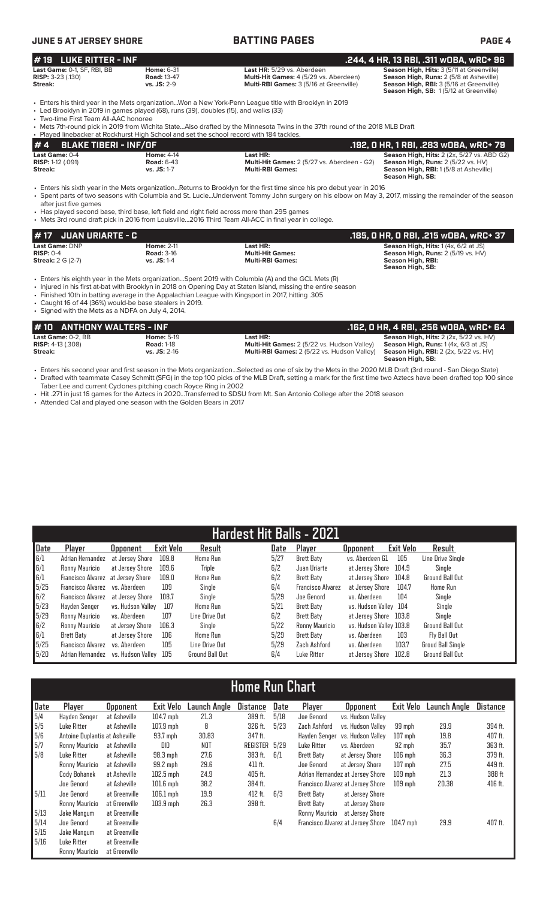## BATTING PAGES

## #19 LUKE RITTER - INF
**.244, 4 HR, 13 RBI, .311 wOBA, wRC+ 96**

**Last Game:** 0-1, SF, RBI, BB
**RISP:** 3-23 (.130)
**Streak:**

**Home:** 6-31
**Road:** 13-47
**vs. JS:** 2-9

**Last HR:** 5/29 vs. Aberdeen
**Multi-Hit Games:** 4 (5/29 vs. Aberdeen)
**Multi-RBI Games:** 3 (5/16 at Greenville)

**Season High, Hits:** 3 (5/11 at Greenville)
**Season High, Runs:** 2 (5/8 at Asheville)
**Season High, RBI:** 3 (5/16 at Greenville)
**Season High, SB:** 1 (5/12 at Greenville)

- Enters his third year in the Mets organization...Won a New York-Penn League title with Brooklyn in 2019
- Led Brooklyn in 2019 in games played (68), runs (39), doubles (15), and walks (33)
- Two-time First Team All-AAC honoree
- Mets 7th-round pick in 2019 from Wichita State...Also drafted by the Minnesota Twins in the 37th round of the 2018 MLB Draft
- Played linebacker at Rockhurst High School and set the school record with 184 tackles.

## #4 BLAKE TIBERI - INF/OF
**.192, 0 HR, 1 RBI, .283 wOBA, wRC+ 79**

**Last Game:** 0-4
**RISP:** 1-12 (.091)
**Streak:**

**Home:** 4-14
**Road:** 6-43
**vs. JS:** 1-7

**Last HR:**
**Multi-Hit Games:** 2 (5/27 vs. Aberdeen - G2)
**Multi-RBI Games:**

**Season High, Hits:** 2 (2x, 5/27 vs. ABD G2)
**Season High, Runs:** 2 (5/22 vs. HV)
**Season High, RBI:** 1 (5/8 at Asheville)
**Season High, SB:**

- Enters his sixth year in the Mets organization...Returns to Brooklyn for the first time since his pro debut year in 2016
- Spent parts of two seasons with Columbia and St. Lucie...Underwent Tommy John surgery on his elbow on May 3, 2017, missing the remainder of the season after just five games
- Has played second base, third base, left field and right field across more than 295 games
- Mets 3rd round draft pick in 2016 from Louisville...2016 Third Team All-ACC in final year in college.

## #17 JUAN URIARTE - C
**.185, 0 HR, 0 RBI, .215 wOBA, wRC+ 37**

**Last Game:** DNP
**RISP:** 0-4
**Streak:** 2 G (2-7)

**Home:** 2-11
**Road:** 3-16
**vs. JS:** 1-4

**Last HR:**
**Multi-Hit Games:**
**Multi-RBI Games:**

**Season High, Hits:** 1 (4x, 6/2 at JS)
**Season High, Runs:** 2 (5/19 vs. HV)
**Season High, RBI:**
**Season High, SB:**

- Enters his eighth year in the Mets organization...Spent 2019 with Columbia (A) and the GCL Mets (R)
- Injured in his first at-bat with Brooklyn in 2018 on Opening Day at Staten Island, missing the entire season
- Finished 10th in batting average in the Appalachian League with Kingsport in 2017, hitting .305
- Caught 16 of 44 (36%) would-be base stealers in 2019.
- Signed with the Mets as a NDFA on July 4, 2014.

## #10 ANTHONY WALTERS - INF
**.162, 0 HR, 4 RBI, .256 wOBA, wRC+ 64**

**Last Game:** 0-2, BB
**RISP:** 4-13 (.308)
**Streak:**

**Home:** 5-19
**Road:** 1-18
**vs. JS:** 2-16

**Last HR:**
**Multi-Hit Games:** 2 (5/22 vs. Hudson Valley)
**Multi-RBI Games:** 2 (5/22 vs. Hudson Valley)

**Season High, Hits:** 2 (2x, 5/22 vs. HV)
**Season High, Runs:** 1 (4x, 6/3 at JS)
**Season High, RBI:** 2 (2x, 5/22 vs. HV)
**Season High, SB:**

- Enters his second year and first season in the Mets organization...Selected as one of six by the Mets in the 2020 MLB Draft (3rd round - San Diego State)
- Drafted with teammate Casey Schmitt (SFG) in the top 100 picks of the MLB Draft, setting a mark for the first time two Aztecs have been drafted top 100 since Taber Lee and current Cyclones pitching coach Royce Ring in 2002
- Hit .271 in just 16 games for the Aztecs in 2020...Transferred to SDSU from Mt. San Antonio College after the 2018 season
- Attended Cal and played one season with the Golden Bears in 2017

## Hardest Hit Balls - 2021

| Date | Player | Opponent | Exit Velo | Result | Date | Player | Opponent | Exit Velo | Result |
|---|---|---|---|---|---|---|---|---|---|
| 6/1 | Adrian Hernandez | at Jersey Shore | 109.8 | Home Run | 5/27 | Brett Baty | vs. Aberdeen G1 | 105 | Line Drive Single |
| 6/1 | Ronny Mauricio | at Jersey Shore | 109.6 | Triple | 6/2 | Juan Uriarte | at Jersey Shore | 104.9 | Single |
| 6/1 | Francisco Alvarez | at Jersey Shore | 109.0 | Home Run | 6/2 | Brett Baty | at Jersey Shore | 104.8 | Ground Ball Out |
| 5/25 | Francisco Alvarez | vs. Aberdeen | 109 | Single | 6/4 | Francisco Alvarez | at Jersey Shore | 104.7 | Home Run |
| 6/2 | Francisco Alvarez | at Jersey Shore | 108.7 | Single | 5/29 | Joe Genord | vs. Aberdeen | 104 | Single |
| 5/23 | Hayden Senger | vs. Hudson Valley | 107 | Home Run | 5/21 | Brett Baty | vs. Hudson Valley | 104 | Single |
| 5/29 | Ronny Mauricio | vs. Aberdeen | 107 | Line Drive Out | 6/2 | Brett Baty | at Jersey Shore | 103.8 | Single |
| 6/2 | Ronny Mauricio | at Jersey Shore | 106.3 | Single | 5/22 | Ronny Mauricio | vs. Hudson Valley | 103.8 | Ground Ball Out |
| 6/1 | Brett Baty | at Jersey Shore | 106 | Home Run | 5/29 | Brett Baty | vs. Aberdeen | 103 | Fly Ball Out |
| 5/25 | Francisco Alvarez | vs. Aberdeen | 105 | Line Drive Out | 5/29 | Zach Ashford | vs. Aberdeen | 103.7 | Groud Ball Single |
| 5/20 | Adrian Hernandez | vs. Hudson Valley | 105 | Ground Ball Out | 6/4 | Luke Ritter | at Jersey Shore | 102.8 | Ground Ball Out |

## Home Run Chart

| Date | Player | Opponent | Exit Velo | Launch Angle | Distance | Date | Player | Opponent | Exit Velo | Launch Angle | Distance |
|---|---|---|---|---|---|---|---|---|---|---|---|
| 5/4 | Hayden Senger | at Asheville | 104.7 mph | 21.3 | 389 ft. | 5/18 | Joe Genord | vs. Hudson Valley | | | |
| 5/5 | Luke Ritter | at Asheville | 107.9 mph | 8 | 326 ft. | 5/23 | Zach Ashford | vs. Hudson Valley | 99 mph | 29.9 | 394 ft. |
| 5/6 | Antoine Duplantis | at Asheville | 93.7 mph | 30.83 | 347 ft. | | Hayden Senger | vs. Hudson Valley | 107 mph | 19.8 | 407 ft. |
| 5/7 | Ronny Mauricio | at Asheville | DID | NOT | REGISTER | 5/29 | Luke Ritter | vs. Aberdeen | 92 mph | 35.7 | 363 ft. |
| 5/8 | Luke Ritter | at Asheville | 98.3 mph | 27.6 | 383 ft. | 6/1 | Brett Baty | at Jersey Shore | 106 mph | 36.3 | 379 ft. |
| | Ronny Mauricio | at Asheville | 99.2 mph | 29.6 | 411 ft. | | Joe Genord | at Jersey Shore | 107 mph | 27.5 | 449 ft. |
| | Cody Bohanek | at Asheville | 102.5 mph | 24.9 | 405 ft. | | Adrian Hernandez | at Jersey Shore | 109 mph | 21.3 | 388 ft |
| | Joe Genord | at Asheville | 101.6 mph | 38.2 | 384 ft. | | Francisco Alvarez | at Jersey Shore | 109 mph | 20.38 | 416 ft. |
| 5/11 | Joe Genord | at Greenville | 106.1 mph | 19.9 | 412 ft. | 6/3 | Brett Baty | at Jersey Shore | | | |
| | Ronny Mauricio | at Greenville | 103.9 mph | 26.3 | 398 ft. | | Brett Baty | at Jersey Shore | | | |
| 5/13 | Jake Mangum | at Greenville | | | | | Ronny Mauricio | at Jersey Shore | | | |
| 5/14 | Joe Genord | at Greenville | | | | 6/4 | Francisco Alvarez | at Jersey Shore | 104.7 mph | 29.9 | 407 ft. |
| 5/15 | Jake Mangum | at Greenville | | | | | | | | | |
| 5/16 | Luke Ritter | at Greenville | | | | | | | | | |
| | Ronny Mauricio | at Greenville | | | | | | | | | |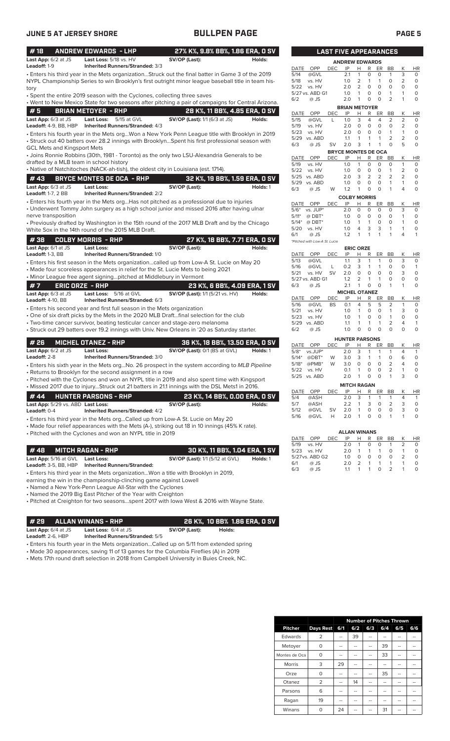# BULLPEN PAGE

## #18 ANDREW EDWARDS - LHP — 27% K%, 9.8% BB%, 1.86 ERA, 0 SV

**Last App:** 6/2 at JS | **Last Loss:** 5/18 vs. HV | **SV/OP (Last):** | **Holds:**
**Leadoff:** 1-9 | **Inherited Runners/Stranded:** 3/3

- Enters his third year in the Mets organization...Struck out the final batter in Game 3 of the 2019 NYPL Championship Series to win Brooklyn's first outright minor league baseball title in team history
- Spent the entire 2019 season with the Cyclones, collecting three saves
- Went to New Mexico State for two seasons after pitching a pair of campaigns for Central Arizona.

## #5 BRIAN METOYER - RHP — 28 K%, 11 BB%, 4.85 ERA, 0 SV

**Last App:** 6/3 at JS | **Last Loss:** 5/15 at GVL | **SV/OP (Last):** 1/1 (6/3 at JS) | **Holds:**
**Leadoff:** 4-9, BB, HBP | **Inherited Runners/Stranded:** 4/3

- Enters his fourth year in the Mets org...Won a New York Penn League title with Brooklyn in 2019
- Struck out 40 batters over 28.2 innings with Brooklyn...Spent his first professional season with GCL Mets and Kingsport Mets
- Joins Ronnie Robbins (30th, 1981 - Toronto) as the only two LSU-Alexandria Generals to be drafted by a MLB team in school history
- Native of Natchitoches (NACK-ah-tish), the oldest city in Louisiana (est. 1714).

## #43 BRYCE MONTES DE OCA - RHP — 32 K%, 19 BB%, 1.59 ERA, 0 SV

**Last App:** 6/3 at JS | **Last Loss:** | **SV/OP (Last):** | **Holds:** 1
**Leadoff:** 1-7, 2 BB | **Inherited Runners/Stranded:** 2/2

- Enters his fourth year in the Mets org...Has not pitched as a professional due to injuries
- Underwent Tommy John surgery as a high school junior and missed 2016 after having ulnar nerve transposition
- Previously drafted by Washington in the 15th round of the 2017 MLB Draft and by the Chicago White Sox in the 14th round of the 2015 MLB Draft.

## #38 COLBY MORRIS - RHP — 27 K%, 18 BB%, 7.71 ERA, 0 SV

**Last App:** 6/1 at JS | **Last Loss:** | **SV/OP (Last):** | **Holds:**
**Leadoff:** 1-3, BB | **Inherited Runners/Stranded:** 1/0

- Enters his first season in the Mets organization...called up from Low-A St. Lucie on May 20
- Made four scoreless appearances in relief for the St. Lucie Mets to being 2021
- Minor League free agent signing...pitched at Middlebury in Vermont

## #7 ERIC ORZE - RHP — 23 K%, 6 BB%, 4.09 ERA, 1 SV

**Last App:** 6/3 at JS | **Last Loss:** 5/16 at GVL | **SV/OP (Last):** 1/1 (5/21 vs. HV) | **Holds:**
**Leadoff:** 4-10, BB | **Inherited Runners/Stranded:** 6/3

- Enters his second year and first full season in the Mets organization
- One of six draft picks by the Mets in the 2020 MLB Draft...final selection for the club
- Two-time cancer survivor, beating testicular cancer and stage-zero melanoma
- Struck out 29 batters over 19.2 innings with Univ. New Orleans in '20 as Saturday starter.

## #26 MICHEL OTANEZ - RHP — 36 K%, 18 BB%, 13.50 ERA, 0 SV

**Last App:** 6/2 at JS | **Last Loss:** | **SV/OP (Last):** 0/1 (BS at GVL) | **Holds:** 1
**Leadoff:** 2-8 | **Inherited Runners/Stranded:** 3/0

- Enters his sixth year in the Mets org...No. 26 prospect in the system according to *MLB Pipeline*
- Returns to Brooklyn for the second assignment in a row
- Pitched with the Cyclones and won an NYPL title in 2019 and also spent time with Kingsport
- Missed 2017 due to injury...Struck out 21 batters in 21.1 innings with the DSL Mets1 in 2016.

## #44 HUNTER PARSONS - RHP — 23 K%, 14 BB%, 0.00 ERA, 0 SV

**Last App:** 5/29 vs. ABD | **Last Loss:** | **SV/OP (Last):** | **Holds:**
**Leadoff:** 0-4 | **Inherited Runners/Stranded:** 4/2

- Enters his third year in the Mets org...Called up from Low-A St. Lucie on May 20
- Made four relief appearances with the Mets (A-), striking out 18 in 10 innings (45% K rate).
- Pitched with the Cyclones and won an NYPL title in 2019

## #48 MITCH RAGAN - RHP — 30 K%, 11 BB%, 1.04 ERA, 1 SV

**Last App:** 5/16 at GVL | **Last Loss:** | **SV/OP (Last):** 1/1 (5/12 at GVL) | **Holds:** 1
**Leadoff:** 3-5, BB, HBP | **Inherited Runners/Stranded:**

- Enters his third year in the Mets organization...Won a title with Brooklyn in 2019, earning the win in the championship-clinching game against Lowell
- Named a New York-Penn League All-Star with the Cyclones
- Named the 2019 Big East Pitcher of the Year with Creighton
- Pitched at Creighton for two seasons...spent 2017 with Iowa West & 2016 with Wayne State.

## #29 ALLAN WINANS - RHP — 26 K%, 10 BB% 1.86 ERA, 0 SV

**Last App:** 6/4 at JS | **Last Loss:** 6/4 at JS | **SV/OP (Last):** | **Holds:**
**Leadoff:** 2-6, HBP | **Inherited Runners/Stranded:** 5/5

- Enters his fourth year in the Mets organization...Called up on 5/11 from extended spring
- Made 30 appearances, saving 11 of 13 games for the Columbia Fireflies (A) in 2019
- Mets 17th round draft selection in 2018 from Campbell University in Buies Creek, NC.

## LAST FIVE APPEARANCES

**ANDREW EDWARDS**

| DATE | OPP | DEC | IP | H | R | ER | BB | K | HR |
|---|---|---|---|---|---|---|---|---|---|
| 5/14 | @GVL | | 2.1 | 1 | 0 | 0 | 1 | 3 | 0 |
| 5/18 | vs. HV | | 1.0 | 2 | 1 | 1 | 0 | 2 | 0 |
| 5/22 | vs. HV | | 2.0 | 2 | 0 | 0 | 0 | 0 | 0 |
| 5/27 | vs. ABD G1 | | 1.0 | 1 | 0 | 0 | 1 | 1 | 0 |
| 6/2 | @ JS | | 2.0 | 1 | 0 | 0 | 2 | 1 | 0 |

**BRIAN METOYER**

| DATE | OPP | DEC | IP | H | R | ER | BB | K | HR |
|---|---|---|---|---|---|---|---|---|---|
| 5/15 | @GVL | L | 1.0 | 3 | 4 | 4 | 2 | 2 | 0 |
| 5/19 | vs. HV | | 2.0 | 0 | 0 | 0 | 0 | 2 | 0 |
| 5/23 | vs. HV | | 2.0 | 0 | 0 | 0 | 1 | 1 | 0 |
| 5/29 | vs. ABD | | 1.1 | 1 | 1 | 1 | 2 | 2 | 0 |
| 6/3 | @ JS | SV | 2.0 | 3 | 1 | 1 | 0 | 5 | 0 |

**BRYCE MONTES DE OCA**

| DATE | OPP | DEC | IP | H | R | ER | BB | K | HR |
|---|---|---|---|---|---|---|---|---|---|
| 5/19 | vs. HV | | 1.0 | 1 | 0 | 0 | 0 | 1 | 0 |
| 5/22 | vs. HV | | 1.0 | 0 | 0 | 0 | 1 | 2 | 0 |
| 5/25 | vs. ABD | | 2.0 | 3 | 2 | 2 | 2 | 2 | 0 |
| 5/29 | vs. ABD | | 1.0 | 0 | 0 | 0 | 1 | 1 | 0 |
| 6/3 | @ JS | W | 1.2 | 1 | 0 | 0 | 1 | 4 | 0 |

**COLBY MORRIS**

| DATE | OPP | DEC | IP | H | R | ER | BB | K | HR |
|---|---|---|---|---|---|---|---|---|---|
| 5/6* | vs. JUP* | | 2.0 | 0 | 0 | 0 | 0 | 3 | 0 |
| 5/11* | @ DBT* | | 1.0 | 0 | 0 | 0 | 0 | 1 | 0 |
| 5/14* | @ DBT* | | 1.0 | 1 | 1 | 0 | 0 | 1 | 0 |
| 5/20 | vs. HV | | 1.0 | 4 | 3 | 3 | 1 | 1 | 0 |
| 6/1 | @ JS | | 1.2 | 1 | 1 | 1 | 1 | 4 | 1 |

*Pitched with Low-A St. Lucie

**ERIC ORZE**

| DATE | OPP | DEC | IP | H | R | ER | BB | K | HR |
|---|---|---|---|---|---|---|---|---|---|
| 5/13 | @GVL | | 1.1 | 3 | 1 | 1 | 0 | 3 | 0 |
| 5/16 | @GVL | L | 0.2 | 3 | 1 | 1 | 0 | 0 | 1 |
| 5/21 | vs. HV | SV | 2.0 | 0 | 0 | 0 | 0 | 3 | 0 |
| 5/27 | vs. ABD G1 | | 1.2 | 2 | 1 | 1 | 0 | 0 | 0 |
| 6/3 | @ JS | | 2.1 | 1 | 0 | 0 | 1 | 1 | 0 |

**MICHEL OTANEZ**

| DATE | OPP | DEC | IP | H | R | ER | BB | K | HR |
|---|---|---|---|---|---|---|---|---|---|
| 5/16 | @GVL | BS | 0.1 | 4 | 5 | 5 | 2 | 1 | 0 |
| 5/21 | vs. HV | | 1.0 | 1 | 0 | 0 | 1 | 3 | 0 |
| 5/23 | vs. HV | | 1.0 | 1 | 0 | 0 | 1 | 0 | 0 |
| 5/29 | vs. ABD | | 1.1 | 1 | 1 | 1 | 2 | 4 | 1 |
| 6/2 | @ JS | | 1.0 | 0 | 0 | 0 | 0 | 0 | 0 |

**HUNTER PARSONS**

| DATE | OPP | DEC | IP | H | R | ER | BB | K | HR |
|---|---|---|---|---|---|---|---|---|---|
| 5/8* | vs.JUP* | | 2.0 | 3 | 1 | 1 | 1 | 4 | 1 |
| 5/14* | @DBT* | W | 3.0 | 3 | 1 | 1 | 0 | 6 | 0 |
| 5/18* | @PMB* | W | 3.0 | 0 | 0 | 0 | 2 | 4 | 0 |
| 5/22 | vs. HV | | 0.1 | 1 | 0 | 0 | 2 | 1 | 0 |
| 5/25 | vs. ABD | | 2.0 | 1 | 0 | 0 | 1 | 3 | 0 |

**MITCH RAGAN**

| DATE | OPP | DEC | IP | H | R | ER | BB | K | HR |
|---|---|---|---|---|---|---|---|---|---|
| 5/4 | @ASH | | 2.0 | 3 | 1 | 1 | 1 | 4 | 1 |
| 5/7 | @ASH | | 2.2 | 1 | 3 | 0 | 2 | 3 | 0 |
| 5/12 | @GVL | SV | 2.0 | 1 | 0 | 0 | 0 | 3 | 0 |
| 5/16 | @GVL | H | 2.0 | 1 | 0 | 0 | 1 | 1 | 0 |

**ALLAN WINANS**

| DATE | OPP | DEC | IP | H | R | ER | BB | K | HR |
|---|---|---|---|---|---|---|---|---|---|
| 5/19 | vs. HV | | 2.0 | 1 | 0 | 0 | 1 | 2 | 0 |
| 5/23 | vs. HV | | 2.0 | 1 | 1 | 1 | 0 | 1 | 0 |
| 5/27 | vs. ABD G2 | | 1.0 | 0 | 0 | 0 | 0 | 2 | 0 |
| 6/1 | @ JS | | 2.0 | 2 | 1 | 1 | 1 | 1 | 0 |
| 6/3 | @ JS | | 1.1 | 1 | 1 | 0 | 2 | 1 | 0 |

## Number of Pitches Thrown

| Pitcher | Days Rest | 6/1 | 6/2 | 6/3 | 6/4 | 6/5 | 6/6 |
|---|---|---|---|---|---|---|---|
| Edwards | 2 | -- | 39 | -- | -- | -- | -- |
| Metoyer | 0 | -- | -- | -- | 39 | -- | -- |
| Montes de Oca | 0 | -- | -- | -- | 33 | -- | -- |
| Morris | 3 | 29 | -- | -- | -- | -- | -- |
| Orze | 0 | -- | -- | -- | 35 | -- | -- |
| Otanez | 2 | -- | 14 | -- | -- | -- | -- |
| Parsons | 6 | -- | -- | -- | -- | -- | -- |
| Ragan | 19 | -- | -- | -- | -- | -- | -- |
| Winans | 0 | 24 | -- | -- | 31 | -- | -- |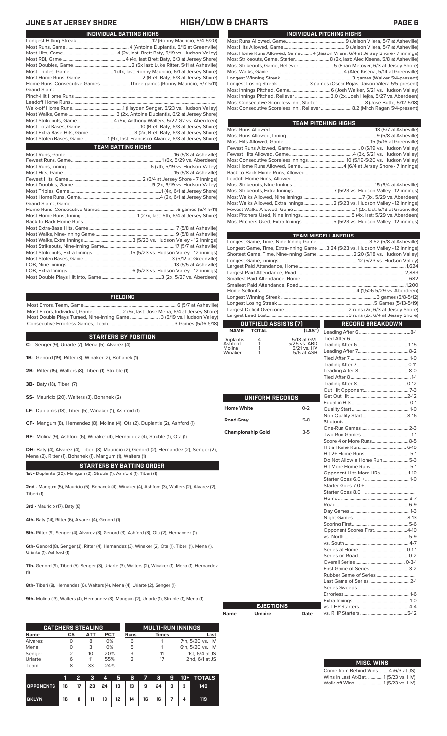# JUNE 5 AT JERSEY SHORE — HIGH/LOW & CHARTS

## INDIVIDUAL BATTING HIGHS

| | |
|---|---|
| Longest Hitting Streak | 12 (Ronny Mauricio, 5/4-5/20) |
| Most Runs, Game | 4 (Antoine Duplantis, 5/16 at Greenville) |
| Most Hits, Game | 4 (2x, last: Brett Baty, 5/19 vs. Hudson Valley) |
| Most RBI, Game | 4 (4x, last Brett Baty, 6/3 at Jersey Shore) |
| Most Doubles, Game | 2 (5x last: Luke Ritter, 5/11 at Asheville) |
| Most Triples, Game | 1 (4x, last: Ronny Mauricio, 6/1 at Jersey Shore) |
| Most Home Runs, Game | 2 (Brett Baty, 6/3 at Jersey Shore) |
| Home Runs, Consecutive Games | Three games (Ronny Mauricio, 5/7-5/11) |
| Grand Slams | |
| Pinch-Hit Home Runs | |
| Leadoff Home Runs | |
| Walk-off Home Runs | 1 (Hayden Senger, 5/23 vs. Hudson Valley) |
| Most Walks, Game | 3 (2x, Antoine Duplantis, 6/2 at Jersey Shore) |
| Most Strikeouts, Game | 4 (5x, Anthony Walters, 5/27 G2 vs. Aberdeen) |
| Most Total Bases, Game | 10 (Brett Baty, 6/3 at Jersey Shore) |
| Most Extra-Base Hits, Game | 3 (2x, Brett Baty, 6/3 at Jersey Shore) |
| Most Stolen Bases, Game | 1 (9x, last: Francisco Alvarez, 6/3 at Jersey Shore) |

## TEAM BATTING HIGHS

| | |
|---|---|
| Most Runs, Game | 16 (5/8 at Asheville) |
| Fewest Runs, Game | 1 (6x, 5/29 vs. Aberdeen) |
| Most Runs, Inning | 6 (7th, 5/19 vs. Hudson Valley) |
| Most Hits, Game | 15 (5/8 at Asheville) |
| Fewest Hits, Game | 2 (6/4 at Jersey Shore - 7 innings) |
| Most Doubles, Game | 5 (2x, 5/19 vs. Hudson Valley) |
| Most Triples, Game | 1 (4x, 6/1 at Jersey Shore) |
| Most Home Runs, Game | 4 (2x, 6/1 at Jersey Shore) |
| Grand Slams, Game | |
| Home Runs, Consecutive Games | 6 games (5/4-5/11) |
| Most Home Runs, Inning | 1 (27x, last: 5th, 6/4 at Jersey Shore) |
| Back-to-Back Home Runs | |
| Most Extra-Base Hits, Game | 7 (5/8 at Asheville) |
| Most Walks, Nine-Inning Game | 9 (5/8 at Asheville) |
| Most Walks, Extra Innings | 3 (5/23 vs. Hudson Valley - 12 innings) |
| Most Strikeouts, Nine-Inning Game | 17 (5/7 at Asheville) |
| Most Strikeouts, Extra Innings | 15 (5/23 vs. Hudson Valley - 12 innings) |
| Most Stolen Bases, Game | 3 (5/12 at Greenville) |
| LOB, Nine Innings | 13 (5/5 at Asheville) |
| LOB, Extra Innings | 6 (5/23 vs. Hudson Valley - 12 innings) |
| Most Double Plays Hit into, Game | 3 (2x, 5/27 vs. Aberdeen) |

## FIELDING

| | |
|---|---|
| Most Errors, Team, Game | 6 (5/7 at Asheville) |
| Most Errors, Individual, Game | 2 (5x, last: Jose Mena, 6/4 at Jersey Shore) |
| Most Double Plays Turned, Nine-Inning Game | 3 (5/19 vs. Hudson Valley) |
| Consecutive Errorless Games, Team | 3 Games (5/16-5/18) |

## STARTERS BY POSITION

**C-** Senger (9), Uriarte (7), Mena (5), Alvarez (4)

**1B-** Genord (19), Ritter (3), Winaker (2), Bohanek (1)

**2B-** Ritter (15), Walters (8), Tiberi (1), Struble (1)

**3B-** Baty (18), Tiberi (7)

**SS-** Mauricio (20), Walters (3), Bohanek (2)

**LF-** Duplantis (18), Tiberi (5), Winaker (1), Ashford (1)

**CF-** Mangum (8), Hernandez (8), Molina (4), Ota (2), Duplantis (2), Ashford (1)

**RF-** Molina (9), Ashford (6), Winaker (4), Hernandez (4), Struble (1), Ota (1)

**DH-** Baty (4), Alvarez (4), Tiberi (3), Mauricio (2), Genord (2), Hernandez (2), Senger (2), Mena (2), Ritter (1), Bohanek (1), Mangum (1), Walters (1)

## STARTERS BY BATTING ORDER

**1st -** Duplantis (20), Mangum (2), Struble (1), Ashford (1), Tiberi (1)

**2nd -** Mangum (5), Mauricio (5), Bohanek (4), Winaker (4), Ashford (3), Walters (2), Alvarez (2), Tiberi (1)

**3rd -** Mauricio (17), Baty (8)

**4th-** Baty (14), Ritter (6), Alvarez (4), Genord (1)

**5th-** Ritter (9), Senger (4), Alvarez (3), Genord (3), Ashford (1), Ota (2), Hernandez (1)

**6th-** Genord (8), Senger (3), Ritter (4), Hernandez (3), Winaker (2), Ota (1), Tiberi (1), Mena (1), Uriarte (1), Ashford (1)

**7th-** Genord (9), Tiberi (5), Senger (3), Uriarte (3), Walters (2), Winaker (1), Mena (1), Hernandez (1)

**8th-** Tiberi (8), Hernandez (6), Walters (4), Mena (4), Uriarte (2), Senger (2)

**9th-** Molina (13), Walters (4), Hernandez (3), Mangum (2), Uriarte (1), Struble (1), Mena (1)

## CATCHERS STEALING

| Name | CS | ATT | PCT |
|---|---|---|---|
| Alvarez | 0 | 8 | 0% |
| Mena | 0 | 3 | 0% |
| Senger | 2 | 10 | 20% |
| Uriarte | 6 | 11 | 55% |
| Team | 8 | 33 | 24% |

## MULTI-RUN INNINGS

| Runs | Times | Last |
|---|---|---|
| 6 | 1 | 7th, 5/20 vs. HV |
| 5 | 1 | 6th, 5/20 vs. HV |
| 3 | 11 | 1st, 6/4 at JS |
| 2 | 17 | 2nd, 6/1 at JS |

| | 1 | 2 | 3 | 4 | 5 | 6 | 7 | 8 | 9 | 10+ | TOTALS |
|---|---|---|---|---|---|---|---|---|---|---|---|
| OPPONENTS | 16 | 17 | 23 | 24 | 13 | 13 | 9 | 24 | 3 | 3 | 140 |
| BKLYN | 16 | 8 | 11 | 13 | 12 | 14 | 16 | 16 | 7 | 4 | 119 |

## INDIVIDUAL PITCHING HIGHS

| | |
|---|---|
| Most Runs Allowed, Game | 9 (Jaison Vilera, 5/7 at Asheville) |
| Most Hits Allowed, Game | 9 (Jaison Vilera, 5/7 at Asheville) |
| Most Home Runs Allowed, Game | 4 (Jaison Vilera, 6/4 at Jersey Shore - 7 innings) |
| Most Strikeouts, Game, Starter | 8 (2x, last: Alec Kisena, 5/8 at Asheville) |
| Most Strikeouts, Game, Reliever | 5 (Brian Metoyer, 6/3 at Jersey Shore) |
| Most Walks, Game | 4 (Alec Kisena, 5/14 at Greenville) |
| Longest Winning Streak | 3 games (Walker 5/4-present) |
| Longest Losing Streak | 3 games (Oscar Rojas, Jaison Vilera 5/5-present) |
| Most Innings Pitched, Game | 6 (Josh Walker, 5/21 vs. Hudson Valley) |
| Most Innings Pitched, Reliever | 3.0 (2x, Josh Hejka, 5/27 vs. Aberdeen) |
| Most Consecutive Scoreless Inn., Starter | 8 (Jose Butto, 5/12-5/18) |
| Most Consecutive Scoreless Inn., Reliever | 8.2 (Mitch Ragan 5/4-present) |

## TEAM PITCHING HIGHS

| | |
|---|---|
| Most Runs Allowed | 13 (5/7 at Asheville) |
| Most Runs Allowed, Inning | 9 (5/8 at Asheville) |
| Most Hits Allowed, Game | 15 (5/16 at Greenville) |
| Fewest Runs Allowed, Game | 0 (5/19 vs. Hudson Valley) |
| Fewest Hits Allowed, Game | 4 (3x, 5/21 vs. Hudson Valley) |
| Most Consecutive Scoreless Innings | 10 (5/19-5/20 vs. Hudson Valley) |
| Most Home Runs Allowed, Game | 4 (6/4 at Jersey Shore - 7 innings) |
| Back-to-Back Home Runs, Allowed | |
| Leadoff Home Runs, Allowed | |
| Most Strikeouts, Nine Innings | 15 (5/4 at Asheville) |
| Most Strikeouts, Extra Innings | 7 (5/23 vs. Hudson Valley - 12 innings) |
| Most Walks Allowed, Nine Innings | 7 (3x, 5/29 vs. Aberdeen) |
| Most Walks Allowed, Extra Innings | 2 (5/23 vs. Hudson Valley - 12 innings) |
| Fewest Walks Allowed, Game | 1 (2x, last: 5/13 at Greenville) |
| Most Pitchers Used, Nine Innings | 5 (4x, last: 5/29 vs. Aberdeen) |
| Most Pitchers Used, Extra Innings | 5 (5/23 vs. Hudson Valley - 12 innings) |

## TEAM MISCELLANEOUS

| | |
|---|---|
| Longest Game, Time, Nine-Inning Game | 3:52 (5/8 at Asheville) |
| Longest Game, Time, Extra-Inning Game | 3:24 (5/23 vs. Hudson Valley - 12 innings) |
| Shortest Game, Time, Nine-Inning Game | 2:20 (5/18 vs. Hudson Valley) |
| Longest Game, Innings | 12 (5/23 vs. Hudson Valley) |
| Largest Paid Attendance, Home | 1,624 |
| Largest Paid Attendance, Road | 2,883 |
| Smallest Paid Attendance, Home | 682 |
| Smallest Paid Attendance, Road | 1,200 |
| Home Sellouts | 4 (1,506 5/29 vs. Aberdeen) |
| Longest Winning Streak | 3 games (5/8-5/12) |
| Longest Losing Streak | 5 Games (5/13-5/19) |
| Largest Deficit Overcome | 2 runs (2x, 6/3 at Jersey Shore) |
| Largest Lead Lost | 3 runs (2x, 6/4 at Jersey Shore) |

## OUTFIELD ASSISTS (7)

| NAME | TOTAL | (LAST) |
|---|---|---|
| Duplantis | 4 | 5/13 at GVL |
| Ashford | 1 | 5/25 vs. ABD |
| Molina | 1 | 5/21 vs. HV |
| Winaker | 1 | 5/6 at ASH |

## UNIFORM RECORDS

| | |
|---|---|
| Home White | 0-2 |
| Road Gray | 5-8 |
| Championship Gold | 3-5 |

## RECORD BREAKDOWN

| | |
|---|---|
| Leading After 6 | 8-1 |
| Tied After 6 | |
| Trailing After 6 | 1-15 |
| Leading After 7 | 8-2 |
| Tied After 7 | 1-0 |
| Trailing After 7 | 0-11 |
| Leading After 8 | 8-0 |
| Tied After 8 | 1-1 |
| Trailing After 8 | 0-12 |
| Out Hit Opponent | 7-3 |
| Get Out Hit | 2-12 |
| Equal in Hits | 0-1 |
| Quality Start | 1-0 |
| Non Quality Start | 8-16 |
| Shutouts | |
| One-Run Games | 2-3 |
| Two-Run Games | 1-1 |
| Score 4 or More Runs | 8-5 |
| Hit a Home Run | 6-10 |
| Hit 2+ Home Runs | 5-1 |
| Do Not Allow a Home Run | 5-3 |
| Hit More Home Runs | 5-1 |
| Opponent Hits More HRs | 1-10 |
| Starter Goes 6.0 + | 1-0 |
| Starter Goes 7.0 + | |
| Starter Goes 8.0 + | |
| Home | 3-7 |
| Road | 6-9 |
| Day Games | 1-3 |
| Night Games | 8-13 |
| Scoring First | 5-6 |
| Opponent Scores First | 4-10 |
| vs. North | 5-9 |
| vs. South | 4-7 |
| Series at Home | 0-1-1 |
| Series on Road | 0-2 |
| Overall Series | 0-3-1 |
| First Game of Series | 3-2 |
| Rubber Game of Series | |
| Last Game of Series | 2-1 |
| Series Sweeps | |
| Errorless | 1-6 |
| Extra Innings | 1-0 |
| vs. LHP Starters | 4-4 |
| vs. RHP Starters | 5-12 |

## EJECTIONS

| Name | Umpire | Date |
|---|---|---|

## MISC. WINS

| | |
|---|---|
| Come from Behind Wins | 4 (6/3 at JS) |
| Wins in Last At-Bat | 1 (5/23 vs. HV) |
| Walk-off Wins | 1 (5/23 vs. HV) |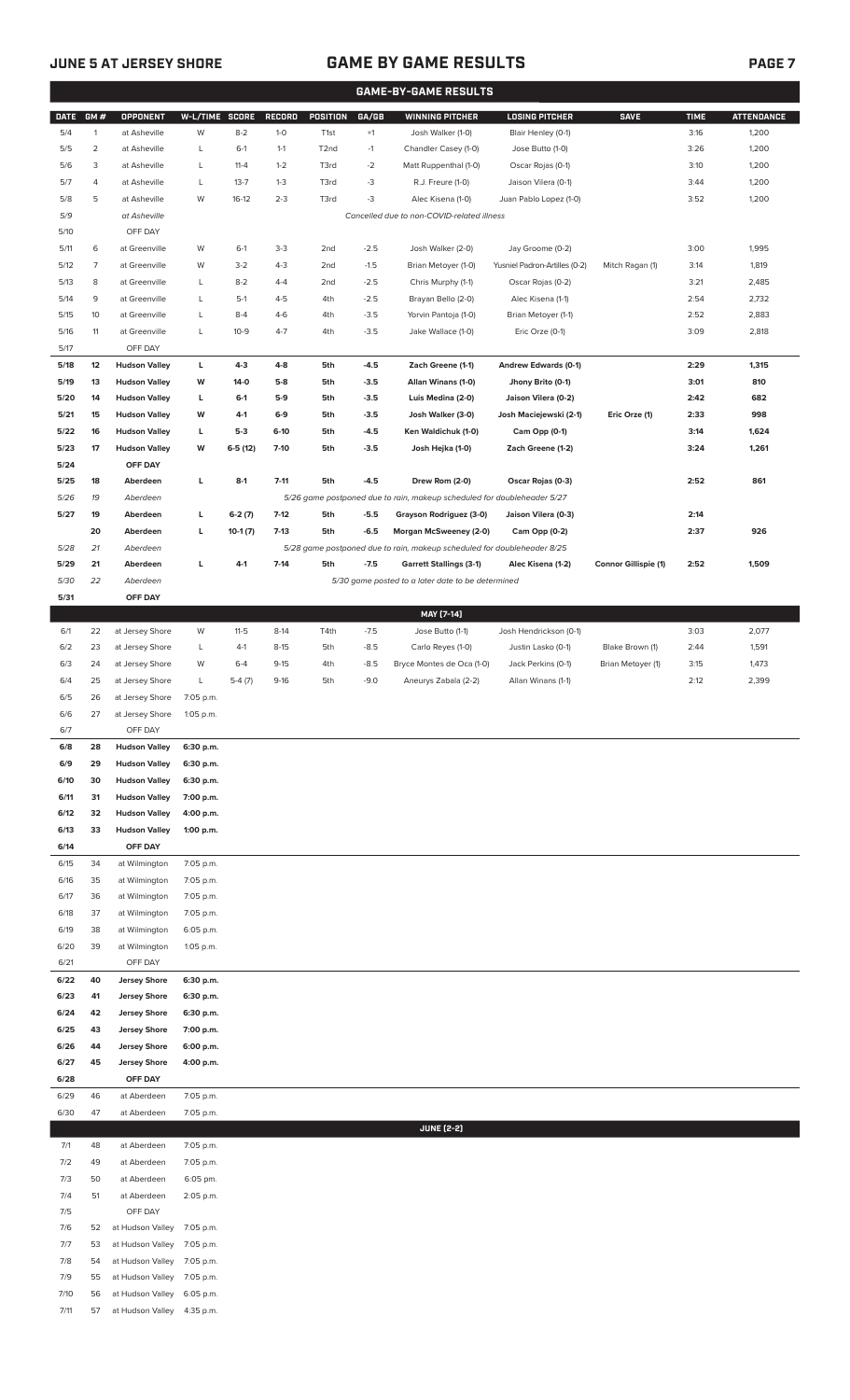## GAME BY GAME RESULTS

### GAME-BY-GAME RESULTS

| DATE | GM # | OPPONENT | W-L/TIME | SCORE | RECORD | POSITION | GA/GB | WINNING PITCHER | LOSING PITCHER | SAVE | TIME | ATTENDANCE |
|---|---|---|---|---|---|---|---|---|---|---|---|---|
| 5/4 | 1 | at Asheville | W | 8-2 | 1-0 | T1st | +1 | Josh Walker (1-0) | Blair Henley (0-1) | | 3:16 | 1,200 |
| 5/5 | 2 | at Asheville | L | 6-1 | 1-1 | T2nd | -1 | Chandler Casey (1-0) | Jose Butto (1-0) | | 3:26 | 1,200 |
| 5/6 | 3 | at Asheville | L | 11-4 | 1-2 | T3rd | -2 | Matt Ruppenthal (1-0) | Oscar Rojas (0-1) | | 3:10 | 1,200 |
| 5/7 | 4 | at Asheville | L | 13-7 | 1-3 | T3rd | -3 | R.J. Freure (1-0) | Jaison Vilera (0-1) | | 3:44 | 1,200 |
| 5/8 | 5 | at Asheville | W | 16-12 | 2-3 | T3rd | -3 | Alec Kisena (1-0) | Juan Pablo Lopez (1-0) | | 3:52 | 1,200 |
| 5/9 | | at Asheville | | | | | | Cancelled due to non-COVID-related illness | | | | |
| 5/10 | | OFF DAY | | | | | | | | | | |
| 5/11 | 6 | at Greenville | W | 6-1 | 3-3 | 2nd | -2.5 | Josh Walker (2-0) | Jay Groome (0-2) | | 3:00 | 1,995 |
| 5/12 | 7 | at Greenville | W | 3-2 | 4-3 | 2nd | -1.5 | Brian Metoyer (1-0) | Yusniel Padron-Artilles (0-2) | Mitch Ragan (1) | 3:14 | 1,819 |
| 5/13 | 8 | at Greenville | L | 8-2 | 4-4 | 2nd | -2.5 | Chris Murphy (1-1) | Oscar Rojas (0-2) | | 3:21 | 2,485 |
| 5/14 | 9 | at Greenville | L | 5-1 | 4-5 | 4th | -2.5 | Brayan Bello (2-0) | Alec Kisena (1-1) | | 2:54 | 2,732 |
| 5/15 | 10 | at Greenville | L | 8-4 | 4-6 | 4th | -3.5 | Yorvin Pantoja (1-0) | Brian Metoyer (1-1) | | 2:52 | 2,883 |
| 5/16 | 11 | at Greenville | L | 10-9 | 4-7 | 4th | -3.5 | Jake Wallace (1-0) | Eric Orze (0-1) | | 3:09 | 2,818 |
| 5/17 | | OFF DAY | | | | | | | | | | |
| **5/18** | **12** | **Hudson Valley** | **L** | **4-3** | **4-8** | **5th** | **-4.5** | **Zach Greene (1-1)** | **Andrew Edwards (0-1)** | | **2:29** | **1,315** |
| **5/19** | **13** | **Hudson Valley** | **W** | **14-0** | **5-8** | **5th** | **-3.5** | **Allan Winans (1-0)** | **Jhony Brito (0-1)** | | **3:01** | **810** |
| **5/20** | **14** | **Hudson Valley** | **L** | **6-1** | **5-9** | **5th** | **-3.5** | **Luis Medina (2-0)** | **Jaison Vilera (0-2)** | | **2:42** | **682** |
| **5/21** | **15** | **Hudson Valley** | **W** | **4-1** | **6-9** | **5th** | **-3.5** | **Josh Walker (3-0)** | **Josh Maciejewski (2-1)** | **Eric Orze (1)** | **2:33** | **998** |
| **5/22** | **16** | **Hudson Valley** | **L** | **5-3** | **6-10** | **5th** | **-4.5** | **Ken Waldichuk (1-0)** | **Cam Opp (0-1)** | | **3:14** | **1,624** |
| **5/23** | **17** | **Hudson Valley** | **W** | **6-5 (12)** | **7-10** | **5th** | **-3.5** | **Josh Hejka (1-0)** | **Zach Greene (1-2)** | | **3:24** | **1,261** |
| **5/24** | | **OFF DAY** | | | | | | | | | | |
| **5/25** | **18** | **Aberdeen** | **L** | **8-1** | **7-11** | **5th** | **-4.5** | **Drew Rom (2-0)** | **Oscar Rojas (0-3)** | | **2:52** | **861** |
| *5/26* | *19* | *Aberdeen* | | | | | | *5/26 game postponed due to rain, makeup scheduled for doubleheader 5/27* | | | | |
| **5/27** | **19** | **Aberdeen** | **L** | **6-2 (7)** | **7-12** | **5th** | **-5.5** | **Grayson Rodriguez (3-0)** | **Jaison Vilera (0-3)** | | **2:14** | |
| | **20** | **Aberdeen** | **L** | **10-1 (7)** | **7-13** | **5th** | **-6.5** | **Morgan McSweeney (2-0)** | **Cam Opp (0-2)** | | **2:37** | **926** |
| *5/28* | *21* | *Aberdeen* | | | | | | *5/28 game postponed due to rain, makeup scheduled for doubleheader 8/25* | | | | |
| **5/29** | **21** | **Aberdeen** | **L** | **4-1** | **7-14** | **5th** | **-7.5** | **Garrett Stallings (3-1)** | **Alec Kisena (1-2)** | **Connor Gillispie (1)** | **2:52** | **1,509** |
| *5/30* | *22* | *Aberdeen* | | | | | | *5/30 game posted to a later date to be determined* | | | | |
| **5/31** | | **OFF DAY** | | | | | | | | | | |
| | | | | | | | | **MAY [7-14]** | | | | |
| 6/1 | 22 | at Jersey Shore | W | 11-5 | 8-14 | T4th | -7.5 | Jose Butto (1-1) | Josh Hendrickson (0-1) | | 3:03 | 2,077 |
| 6/2 | 23 | at Jersey Shore | L | 4-1 | 8-15 | 5th | -8.5 | Carlo Reyes (1-0) | Justin Lasko (0-1) | Blake Brown (1) | 2:44 | 1,591 |
| 6/3 | 24 | at Jersey Shore | W | 6-4 | 9-15 | 4th | -8.5 | Bryce Montes de Oca (1-0) | Jack Perkins (0-1) | Brian Metoyer (1) | 3:15 | 1,473 |
| 6/4 | 25 | at Jersey Shore | L | 5-4 (7) | 9-16 | 5th | -9.0 | Aneurys Zabala (2-2) | Allan Winans (1-1) | | 2:12 | 2,399 |
| 6/5 | 26 | at Jersey Shore | 7:05 p.m. | | | | | | | | | |
| 6/6 | 27 | at Jersey Shore | 1:05 p.m. | | | | | | | | | |
| 6/7 | | OFF DAY | | | | | | | | | | |
| **6/8** | **28** | **Hudson Valley** | **6:30 p.m.** | | | | | | | | | |
| **6/9** | **29** | **Hudson Valley** | **6:30 p.m.** | | | | | | | | | |
| **6/10** | **30** | **Hudson Valley** | **6:30 p.m.** | | | | | | | | | |
| **6/11** | **31** | **Hudson Valley** | **7:00 p.m.** | | | | | | | | | |
| **6/12** | **32** | **Hudson Valley** | **4:00 p.m.** | | | | | | | | | |
| **6/13** | **33** | **Hudson Valley** | **1:00 p.m.** | | | | | | | | | |
| **6/14** | | **OFF DAY** | | | | | | | | | | |
| 6/15 | 34 | at Wilmington | 7:05 p.m. | | | | | | | | | |
| 6/16 | 35 | at Wilmington | 7:05 p.m. | | | | | | | | | |
| 6/17 | 36 | at Wilmington | 7:05 p.m. | | | | | | | | | |
| 6/18 | 37 | at Wilmington | 7:05 p.m. | | | | | | | | | |
| 6/19 | 38 | at Wilmington | 6:05 p.m. | | | | | | | | | |
| 6/20 | 39 | at Wilmington | 1:05 p.m. | | | | | | | | | |
| 6/21 | | OFF DAY | | | | | | | | | | |
| **6/22** | **40** | **Jersey Shore** | **6:30 p.m.** | | | | | | | | | |
| **6/23** | **41** | **Jersey Shore** | **6:30 p.m.** | | | | | | | | | |
| **6/24** | **42** | **Jersey Shore** | **6:30 p.m.** | | | | | | | | | |
| **6/25** | **43** | **Jersey Shore** | **7:00 p.m.** | | | | | | | | | |
| **6/26** | **44** | **Jersey Shore** | **6:00 p.m.** | | | | | | | | | |
| **6/27** | **45** | **Jersey Shore** | **4:00 p.m.** | | | | | | | | | |
| **6/28** | | **OFF DAY** | | | | | | | | | | |
| 6/29 | 46 | at Aberdeen | 7:05 p.m. | | | | | | | | | |
| 6/30 | 47 | at Aberdeen | 7:05 p.m. | | | | | | | | | |
| | | | | | | | | **JUNE [2-2]** | | | | |
| 7/1 | 48 | at Aberdeen | 7:05 p.m. | | | | | | | | | |
| 7/2 | 49 | at Aberdeen | 7:05 p.m. | | | | | | | | | |
| 7/3 | 50 | at Aberdeen | 6:05 pm. | | | | | | | | | |
| 7/4 | 51 | at Aberdeen | 2:05 p.m. | | | | | | | | | |
| 7/5 | | OFF DAY | | | | | | | | | | |
| 7/6 | 52 | at Hudson Valley | 7:05 p.m. | | | | | | | | | |
| 7/7 | 53 | at Hudson Valley | 7:05 p.m. | | | | | | | | | |
| 7/8 | 54 | at Hudson Valley | 7:05 p.m. | | | | | | | | | |
| 7/9 | 55 | at Hudson Valley | 7:05 p.m. | | | | | | | | | |
| 7/10 | 56 | at Hudson Valley | 6:05 p.m. | | | | | | | | | |
| 7/11 | 57 | at Hudson Valley | 4:35 p.m. | | | | | | | | | |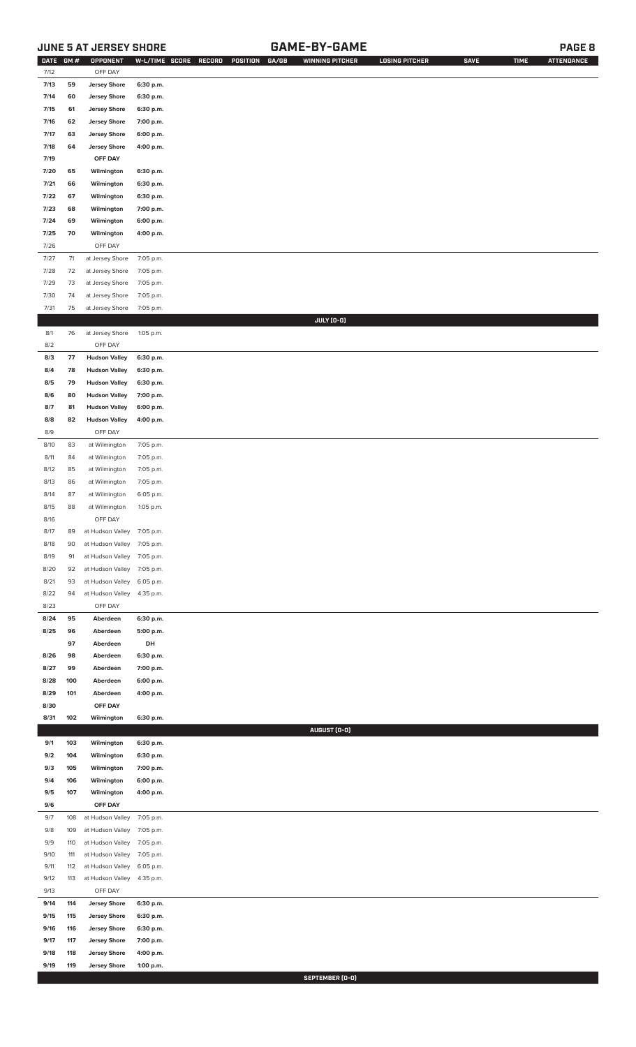## JUNE 5 AT JERSEY SHORE — GAME-BY-GAME

| DATE | GM # | OPPONENT | W-L/TIME | SCORE | RECORD | POSITION | GA/GB | WINNING PITCHER | LOSING PITCHER | SAVE | TIME | ATTENDANCE |
|---|---|---|---|---|---|---|---|---|---|---|---|---|
| 7/12 | | OFF DAY | | | | | | | | | | |
| 7/13 | 59 | Jersey Shore | 6:30 p.m. | | | | | | | | | |
| 7/14 | 60 | Jersey Shore | 6:30 p.m. | | | | | | | | | |
| 7/15 | 61 | Jersey Shore | 6:30 p.m. | | | | | | | | | |
| 7/16 | 62 | Jersey Shore | 7:00 p.m. | | | | | | | | | |
| 7/17 | 63 | Jersey Shore | 6:00 p.m. | | | | | | | | | |
| 7/18 | 64 | Jersey Shore | 4:00 p.m. | | | | | | | | | |
| 7/19 | | OFF DAY | | | | | | | | | | |
| 7/20 | 65 | Wilmington | 6:30 p.m. | | | | | | | | | |
| 7/21 | 66 | Wilmington | 6:30 p.m. | | | | | | | | | |
| 7/22 | 67 | Wilmington | 6:30 p.m. | | | | | | | | | |
| 7/23 | 68 | Wilmington | 7:00 p.m. | | | | | | | | | |
| 7/24 | 69 | Wilmington | 6:00 p.m. | | | | | | | | | |
| 7/25 | 70 | Wilmington | 4:00 p.m. | | | | | | | | | |
| 7/26 | | OFF DAY | | | | | | | | | | |
| 7/27 | 71 | at Jersey Shore | 7:05 p.m. | | | | | | | | | |
| 7/28 | 72 | at Jersey Shore | 7:05 p.m. | | | | | | | | | |
| 7/29 | 73 | at Jersey Shore | 7:05 p.m. | | | | | | | | | |
| 7/30 | 74 | at Jersey Shore | 7:05 p.m. | | | | | | | | | |
| 7/31 | 75 | at Jersey Shore | 7:05 p.m. | | | | | | | | | |
| | | | | | | | | JULY (0-0) | | | | |
| 8/1 | 76 | at Jersey Shore | 1:05 p.m. | | | | | | | | | |
| 8/2 | | OFF DAY | | | | | | | | | | |
| 8/3 | 77 | Hudson Valley | 6:30 p.m. | | | | | | | | | |
| 8/4 | 78 | Hudson Valley | 6:30 p.m. | | | | | | | | | |
| 8/5 | 79 | Hudson Valley | 6:30 p.m. | | | | | | | | | |
| 8/6 | 80 | Hudson Valley | 7:00 p.m. | | | | | | | | | |
| 8/7 | 81 | Hudson Valley | 6:00 p.m. | | | | | | | | | |
| 8/8 | 82 | Hudson Valley | 4:00 p.m. | | | | | | | | | |
| 8/9 | | OFF DAY | | | | | | | | | | |
| 8/10 | 83 | at Wilmington | 7:05 p.m. | | | | | | | | | |
| 8/11 | 84 | at Wilmington | 7:05 p.m. | | | | | | | | | |
| 8/12 | 85 | at Wilmington | 7:05 p.m. | | | | | | | | | |
| 8/13 | 86 | at Wilmington | 7:05 p.m. | | | | | | | | | |
| 8/14 | 87 | at Wilmington | 6:05 p.m. | | | | | | | | | |
| 8/15 | 88 | at Wilmington | 1:05 p.m. | | | | | | | | | |
| 8/16 | | OFF DAY | | | | | | | | | | |
| 8/17 | 89 | at Hudson Valley | 7:05 p.m. | | | | | | | | | |
| 8/18 | 90 | at Hudson Valley | 7:05 p.m. | | | | | | | | | |
| 8/19 | 91 | at Hudson Valley | 7:05 p.m. | | | | | | | | | |
| 8/20 | 92 | at Hudson Valley | 7:05 p.m. | | | | | | | | | |
| 8/21 | 93 | at Hudson Valley | 6:05 p.m. | | | | | | | | | |
| 8/22 | 94 | at Hudson Valley | 4:35 p.m. | | | | | | | | | |
| 8/23 | | OFF DAY | | | | | | | | | | |
| 8/24 | 95 | Aberdeen | 6:30 p.m. | | | | | | | | | |
| 8/25 | 96 | Aberdeen | 5:00 p.m. | | | | | | | | | |
| | 97 | Aberdeen | DH | | | | | | | | | |
| 8/26 | 98 | Aberdeen | 6:30 p.m. | | | | | | | | | |
| 8/27 | 99 | Aberdeen | 7:00 p.m. | | | | | | | | | |
| 8/28 | 100 | Aberdeen | 6:00 p.m. | | | | | | | | | |
| 8/29 | 101 | Aberdeen | 4:00 p.m. | | | | | | | | | |
| 8/30 | | OFF DAY | | | | | | | | | | |
| 8/31 | 102 | Wilmington | 6:30 p.m. | | | | | | | | | |
| | | | | | | | | AUGUST (0-0) | | | | |
| 9/1 | 103 | Wilmington | 6:30 p.m. | | | | | | | | | |
| 9/2 | 104 | Wilmington | 6:30 p.m. | | | | | | | | | |
| 9/3 | 105 | Wilmington | 7:00 p.m. | | | | | | | | | |
| 9/4 | 106 | Wilmington | 6:00 p.m. | | | | | | | | | |
| 9/5 | 107 | Wilmington | 4:00 p.m. | | | | | | | | | |
| 9/6 | | OFF DAY | | | | | | | | | | |
| 9/7 | 108 | at Hudson Valley | 7:05 p.m. | | | | | | | | | |
| 9/8 | 109 | at Hudson Valley | 7:05 p.m. | | | | | | | | | |
| 9/9 | 110 | at Hudson Valley | 7:05 p.m. | | | | | | | | | |
| 9/10 | 111 | at Hudson Valley | 7:05 p.m. | | | | | | | | | |
| 9/11 | 112 | at Hudson Valley | 6:05 p.m. | | | | | | | | | |
| 9/12 | 113 | at Hudson Valley | 4:35 p.m. | | | | | | | | | |
| 9/13 | | OFF DAY | | | | | | | | | | |
| 9/14 | 114 | Jersey Shore | 6:30 p.m. | | | | | | | | | |
| 9/15 | 115 | Jersey Shore | 6:30 p.m. | | | | | | | | | |
| 9/16 | 116 | Jersey Shore | 6:30 p.m. | | | | | | | | | |
| 9/17 | 117 | Jersey Shore | 7:00 p.m. | | | | | | | | | |
| 9/18 | 118 | Jersey Shore | 4:00 p.m. | | | | | | | | | |
| 9/19 | 119 | Jersey Shore | 1:00 p.m. | | | | | | | | | |
| | | | | | | | | SEPTEMBER (0-0) | | | | |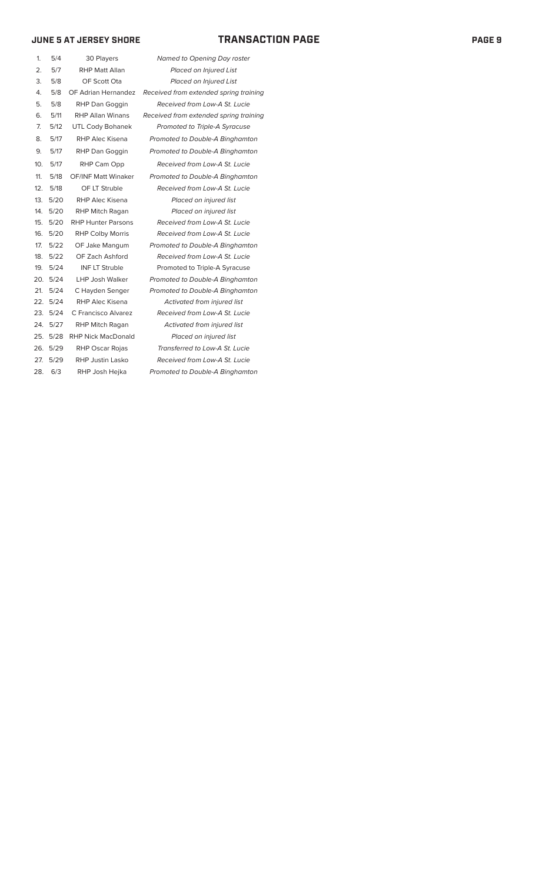## TRANSACTION PAGE

| | | | |
|---|---|---|---|
| 1. | 5/4 | 30 Players | *Named to Opening Day roster* |
| 2. | 5/7 | RHP Matt Allan | *Placed on Injured List* |
| 3. | 5/8 | OF Scott Ota | *Placed on Injured List* |
| 4. | 5/8 | OF Adrian Hernandez | *Received from extended spring training* |
| 5. | 5/8 | RHP Dan Goggin | *Received from Low-A St. Lucie* |
| 6. | 5/11 | RHP Allan Winans | *Received from extended spring training* |
| 7. | 5/12 | UTL Cody Bohanek | *Promoted to Triple-A Syracuse* |
| 8. | 5/17 | RHP Alec Kisena | *Promoted to Double-A Binghamton* |
| 9. | 5/17 | RHP Dan Goggin | *Promoted to Double-A Binghamton* |
| 10. | 5/17 | RHP Cam Opp | *Received from Low-A St. Lucie* |
| 11. | 5/18 | OF/INF Matt Winaker | *Promoted to Double-A Binghamton* |
| 12. | 5/18 | OF LT Struble | *Received from Low-A St. Lucie* |
| 13. | 5/20 | RHP Alec Kisena | *Placed on injured list* |
| 14. | 5/20 | RHP Mitch Ragan | *Placed on injured list* |
| 15. | 5/20 | RHP Hunter Parsons | *Received from Low-A St. Lucie* |
| 16. | 5/20 | RHP Colby Morris | *Received from Low-A St. Lucie* |
| 17. | 5/22 | OF Jake Mangum | *Promoted to Double-A Binghamton* |
| 18. | 5/22 | OF Zach Ashford | *Received from Low-A St. Lucie* |
| 19. | 5/24 | INF LT Struble | Promoted to Triple-A Syracuse |
| 20. | 5/24 | LHP Josh Walker | *Promoted to Double-A Binghamton* |
| 21. | 5/24 | C Hayden Senger | *Promoted to Double-A Binghamton* |
| 22. | 5/24 | RHP Alec Kisena | *Activated from injured list* |
| 23. | 5/24 | C Francisco Alvarez | *Received from Low-A St. Lucie* |
| 24. | 5/27 | RHP Mitch Ragan | *Activated from injured list* |
| 25. | 5/28 | RHP Nick MacDonald | *Placed on injured list* |
| 26. | 5/29 | RHP Oscar Rojas | *Transferred to Low-A St. Lucie* |
| 27. | 5/29 | RHP Justin Lasko | *Received from Low-A St. Lucie* |
| 28. | 6/3 | RHP Josh Hejka | *Promoted to Double-A Binghamton* |